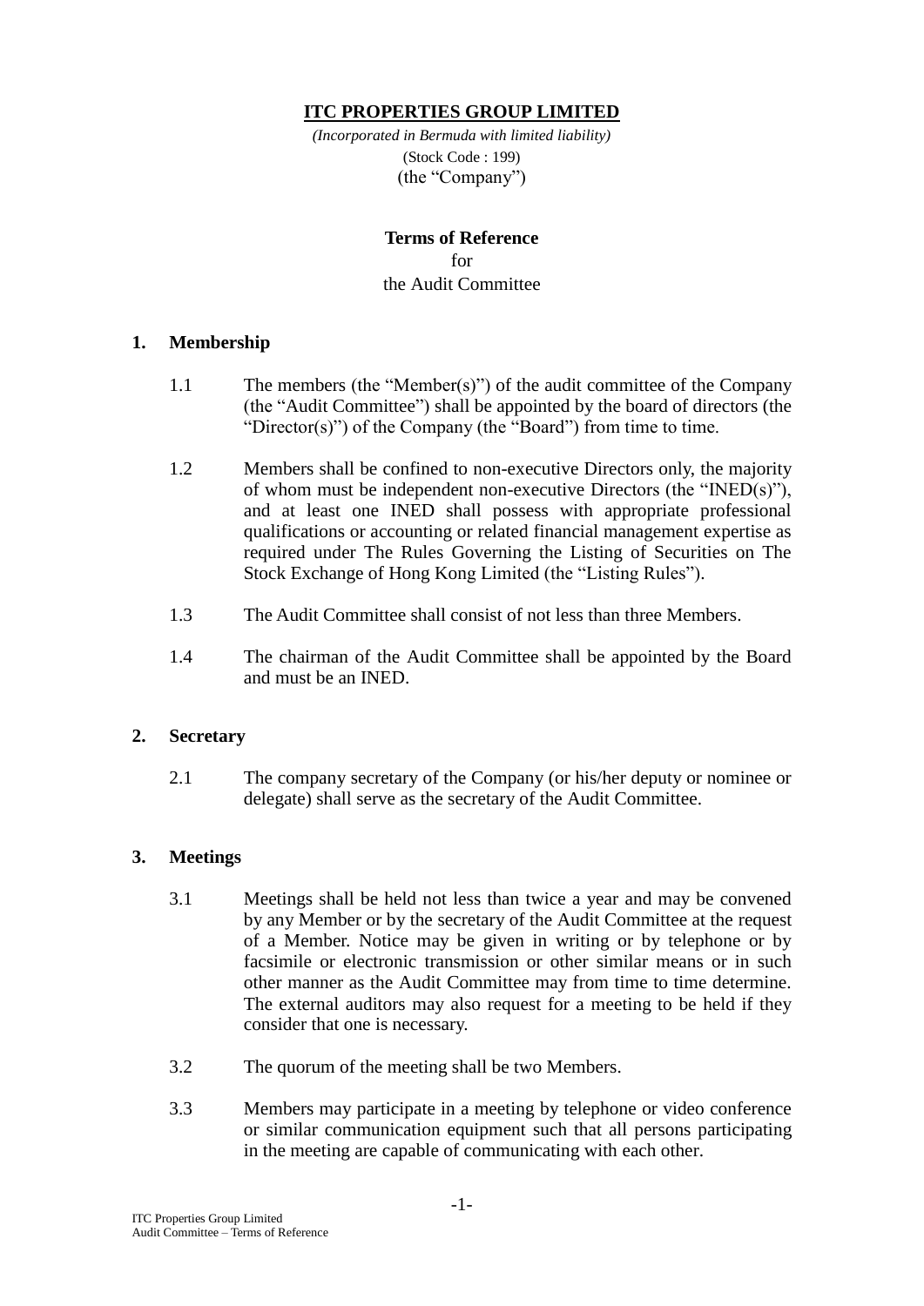# ITC PROPERTIES GROUP LIMITED

*(Incorporated in Bermuda with limited liability)*
(Stock Code : 199)
(the "Company")

**Terms of Reference**
for
the Audit Committee

## 1. Membership

1.1 The members (the "Member(s)") of the audit committee of the Company (the "Audit Committee") shall be appointed by the board of directors (the "Director(s)") of the Company (the "Board") from time to time.

1.2 Members shall be confined to non-executive Directors only, the majority of whom must be independent non-executive Directors (the "INED(s)"), and at least one INED shall possess with appropriate professional qualifications or accounting or related financial management expertise as required under The Rules Governing the Listing of Securities on The Stock Exchange of Hong Kong Limited (the "Listing Rules").

1.3 The Audit Committee shall consist of not less than three Members.

1.4 The chairman of the Audit Committee shall be appointed by the Board and must be an INED.

## 2. Secretary

2.1 The company secretary of the Company (or his/her deputy or nominee or delegate) shall serve as the secretary of the Audit Committee.

## 3. Meetings

3.1 Meetings shall be held not less than twice a year and may be convened by any Member or by the secretary of the Audit Committee at the request of a Member. Notice may be given in writing or by telephone or by facsimile or electronic transmission or other similar means or in such other manner as the Audit Committee may from time to time determine. The external auditors may also request for a meeting to be held if they consider that one is necessary.

3.2 The quorum of the meeting shall be two Members.

3.3 Members may participate in a meeting by telephone or video conference or similar communication equipment such that all persons participating in the meeting are capable of communicating with each other.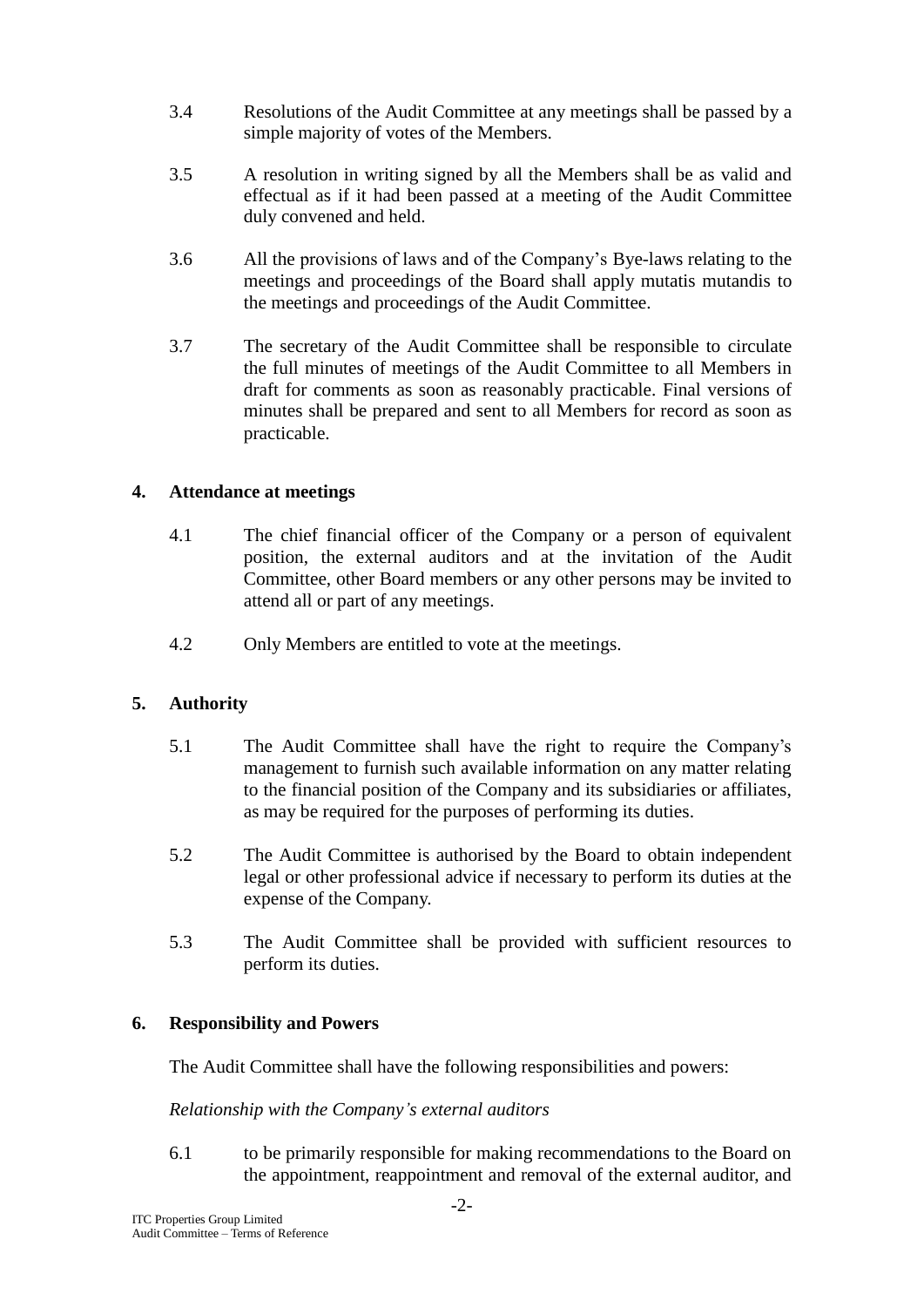3.4 Resolutions of the Audit Committee at any meetings shall be passed by a simple majority of votes of the Members.

3.5 A resolution in writing signed by all the Members shall be as valid and effectual as if it had been passed at a meeting of the Audit Committee duly convened and held.

3.6 All the provisions of laws and of the Company's Bye-laws relating to the meetings and proceedings of the Board shall apply mutatis mutandis to the meetings and proceedings of the Audit Committee.

3.7 The secretary of the Audit Committee shall be responsible to circulate the full minutes of meetings of the Audit Committee to all Members in draft for comments as soon as reasonably practicable. Final versions of minutes shall be prepared and sent to all Members for record as soon as practicable.

## 4. Attendance at meetings

4.1 The chief financial officer of the Company or a person of equivalent position, the external auditors and at the invitation of the Audit Committee, other Board members or any other persons may be invited to attend all or part of any meetings.

4.2 Only Members are entitled to vote at the meetings.

## 5. Authority

5.1 The Audit Committee shall have the right to require the Company's management to furnish such available information on any matter relating to the financial position of the Company and its subsidiaries or affiliates, as may be required for the purposes of performing its duties.

5.2 The Audit Committee is authorised by the Board to obtain independent legal or other professional advice if necessary to perform its duties at the expense of the Company.

5.3 The Audit Committee shall be provided with sufficient resources to perform its duties.

## 6. Responsibility and Powers

The Audit Committee shall have the following responsibilities and powers:

*Relationship with the Company's external auditors*

6.1 to be primarily responsible for making recommendations to the Board on the appointment, reappointment and removal of the external auditor, and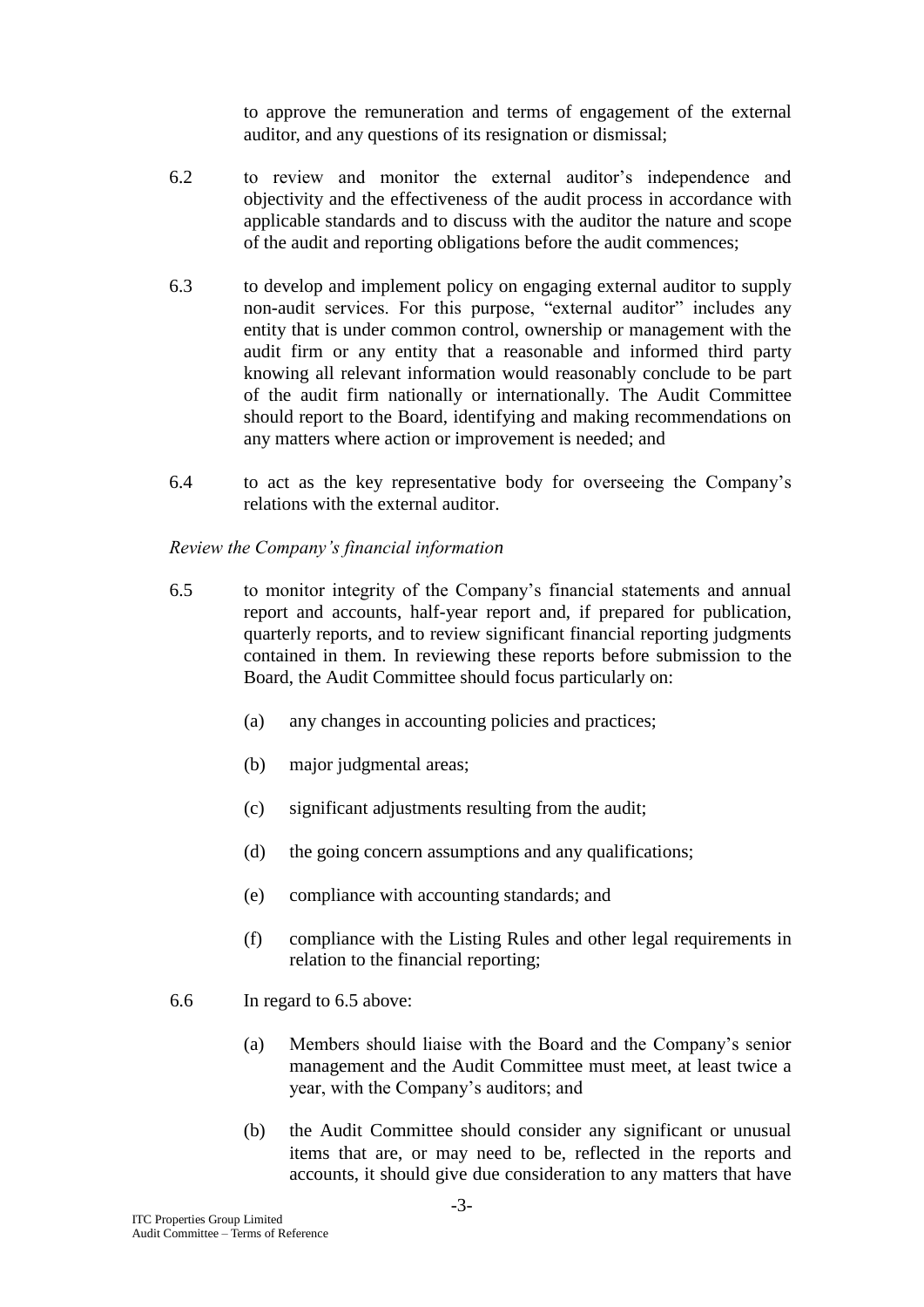to approve the remuneration and terms of engagement of the external auditor, and any questions of its resignation or dismissal;

6.2 to review and monitor the external auditor's independence and objectivity and the effectiveness of the audit process in accordance with applicable standards and to discuss with the auditor the nature and scope of the audit and reporting obligations before the audit commences;

6.3 to develop and implement policy on engaging external auditor to supply non-audit services. For this purpose, "external auditor" includes any entity that is under common control, ownership or management with the audit firm or any entity that a reasonable and informed third party knowing all relevant information would reasonably conclude to be part of the audit firm nationally or internationally. The Audit Committee should report to the Board, identifying and making recommendations on any matters where action or improvement is needed; and

6.4 to act as the key representative body for overseeing the Company's relations with the external auditor.

*Review the Company's financial information*

6.5 to monitor integrity of the Company's financial statements and annual report and accounts, half-year report and, if prepared for publication, quarterly reports, and to review significant financial reporting judgments contained in them. In reviewing these reports before submission to the Board, the Audit Committee should focus particularly on:

(a) any changes in accounting policies and practices;

(b) major judgmental areas;

(c) significant adjustments resulting from the audit;

(d) the going concern assumptions and any qualifications;

(e) compliance with accounting standards; and

(f) compliance with the Listing Rules and other legal requirements in relation to the financial reporting;

6.6 In regard to 6.5 above:

(a) Members should liaise with the Board and the Company's senior management and the Audit Committee must meet, at least twice a year, with the Company's auditors; and

(b) the Audit Committee should consider any significant or unusual items that are, or may need to be, reflected in the reports and accounts, it should give due consideration to any matters that have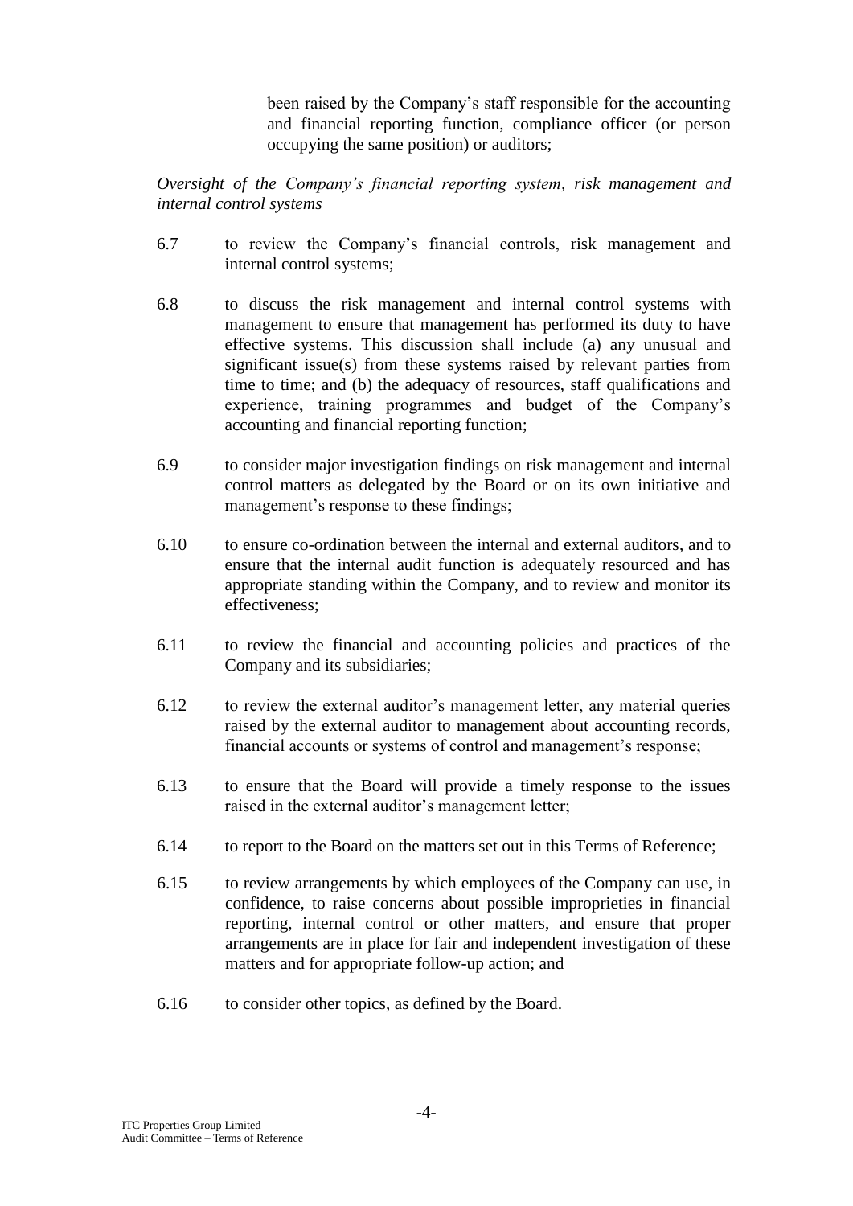been raised by the Company's staff responsible for the accounting and financial reporting function, compliance officer (or person occupying the same position) or auditors;

*Oversight of the Company's financial reporting system, risk management and internal control systems*

6.7 to review the Company's financial controls, risk management and internal control systems;

6.8 to discuss the risk management and internal control systems with management to ensure that management has performed its duty to have effective systems. This discussion shall include (a) any unusual and significant issue(s) from these systems raised by relevant parties from time to time; and (b) the adequacy of resources, staff qualifications and experience, training programmes and budget of the Company's accounting and financial reporting function;

6.9 to consider major investigation findings on risk management and internal control matters as delegated by the Board or on its own initiative and management's response to these findings;

6.10 to ensure co-ordination between the internal and external auditors, and to ensure that the internal audit function is adequately resourced and has appropriate standing within the Company, and to review and monitor its effectiveness;

6.11 to review the financial and accounting policies and practices of the Company and its subsidiaries;

6.12 to review the external auditor's management letter, any material queries raised by the external auditor to management about accounting records, financial accounts or systems of control and management's response;

6.13 to ensure that the Board will provide a timely response to the issues raised in the external auditor's management letter;

6.14 to report to the Board on the matters set out in this Terms of Reference;

6.15 to review arrangements by which employees of the Company can use, in confidence, to raise concerns about possible improprieties in financial reporting, internal control or other matters, and ensure that proper arrangements are in place for fair and independent investigation of these matters and for appropriate follow-up action; and

6.16 to consider other topics, as defined by the Board.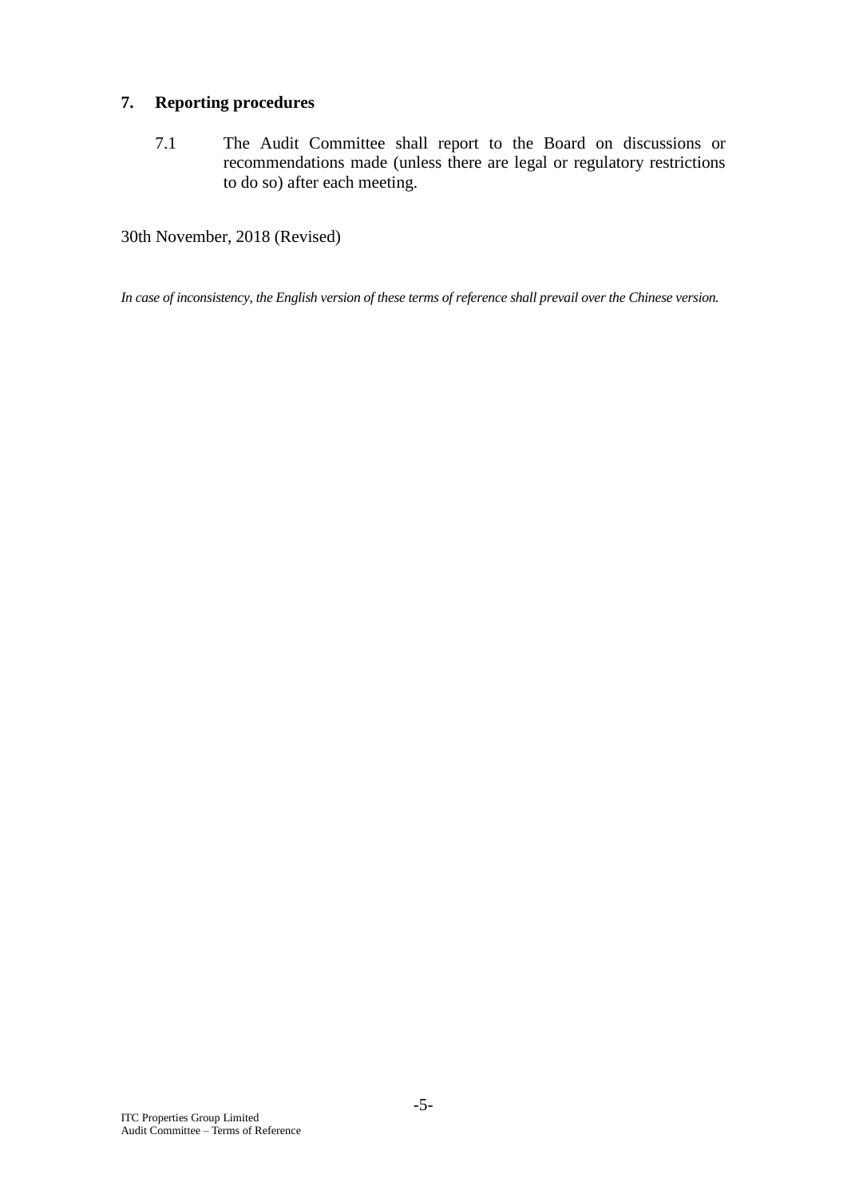## 7. Reporting procedures

7.1 The Audit Committee shall report to the Board on discussions or recommendations made (unless there are legal or regulatory restrictions to do so) after each meeting.

30th November, 2018 (Revised)

*In case of inconsistency, the English version of these terms of reference shall prevail over the Chinese version.*